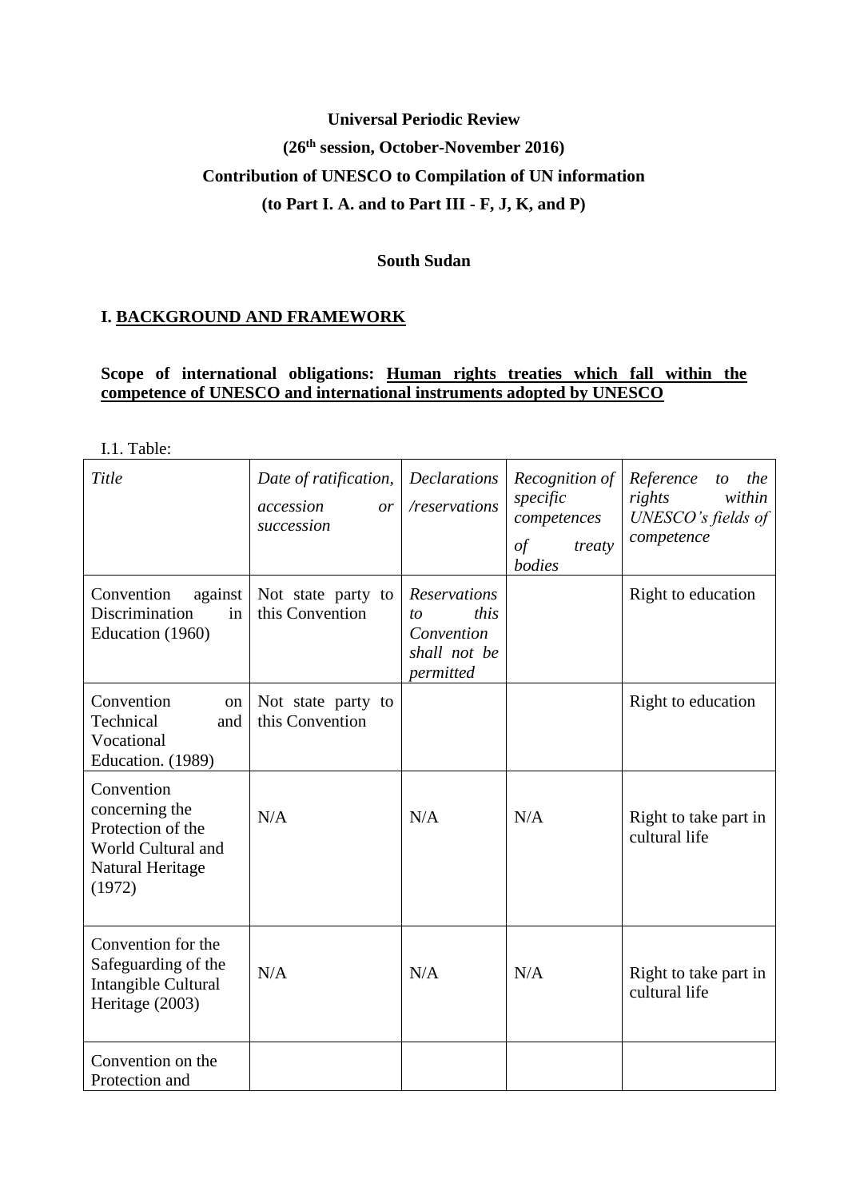**Universal Periodic Review**

**(26th session, October-November 2016)**

**Contribution of UNESCO to Compilation of UN information**

**(to Part I. A. and to Part III - F, J, K, and P)**

**South Sudan**

## I. BACKGROUND AND FRAMEWORK

**Scope of international obligations: Human rights treaties which fall within the competence of UNESCO and international instruments adopted by UNESCO**

I.1. Table:

| *Title* | *Date of ratification, accession or succession* | *Declarations /reservations* | *Recognition of specific competences of treaty bodies* | *Reference to the rights within UNESCO's fields of competence* |
|---|---|---|---|---|
| Convention against Discrimination in Education (1960) | Not state party to this Convention | *Reservations to this Convention shall not be permitted* | | Right to education |
| Convention on Technical and Vocational Education. (1989) | Not state party to this Convention | | | Right to education |
| Convention concerning the Protection of the World Cultural and Natural Heritage (1972) | N/A | N/A | N/A | Right to take part in cultural life |
| Convention for the Safeguarding of the Intangible Cultural Heritage (2003) | N/A | N/A | N/A | Right to take part in cultural life |
| Convention on the Protection and | | | | |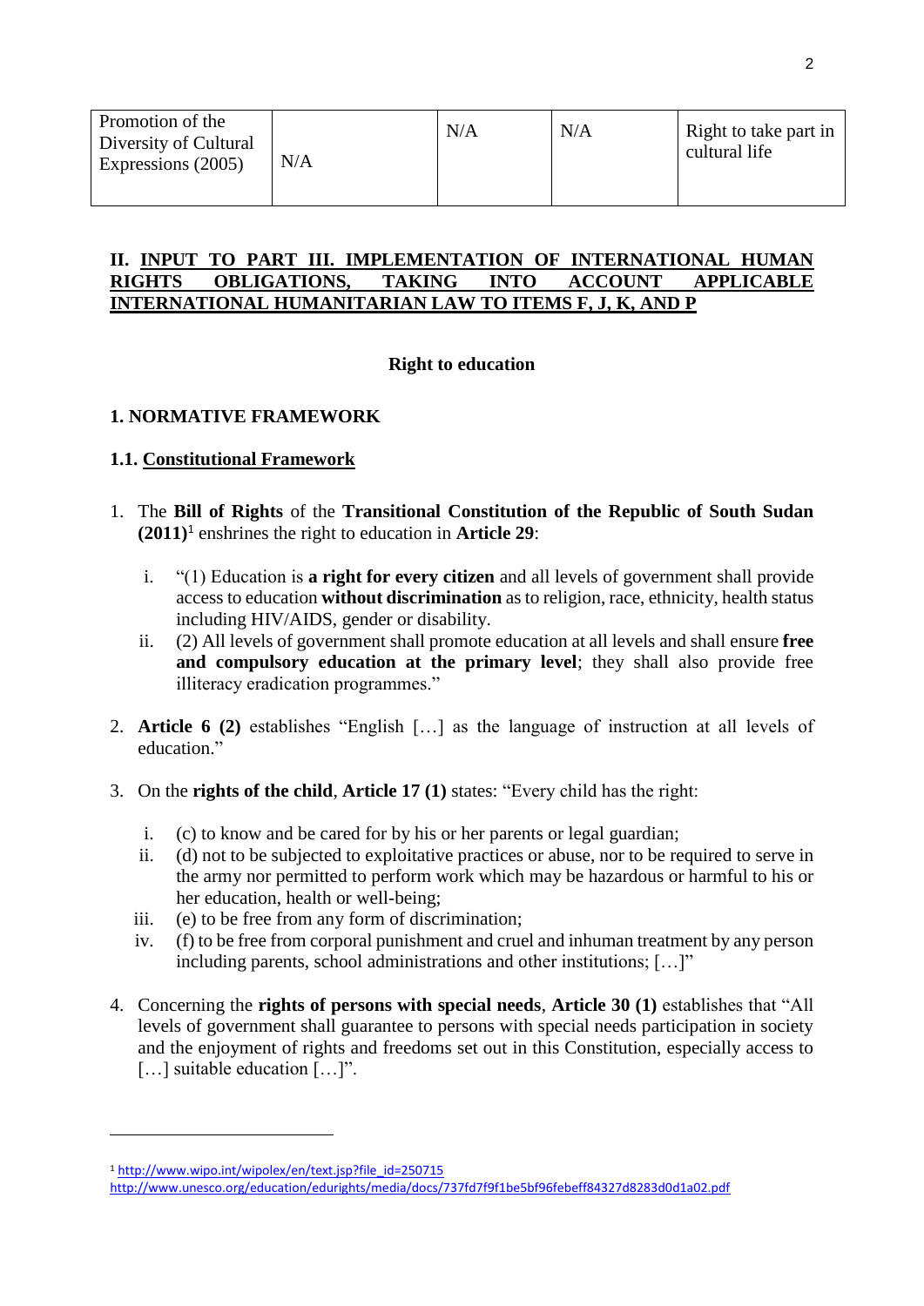| Promotion of the Diversity of Cultural Expressions (2005) | N/A | N/A | N/A | Right to take part in cultural life |
|---|---|---|---|---|

## II. INPUT TO PART III. IMPLEMENTATION OF INTERNATIONAL HUMAN RIGHTS OBLIGATIONS, TAKING INTO ACCOUNT APPLICABLE INTERNATIONAL HUMANITARIAN LAW TO ITEMS F, J, K, AND P

### Right to education

### 1. NORMATIVE FRAMEWORK

#### 1.1. Constitutional Framework

1. The **Bill of Rights** of the **Transitional Constitution of the Republic of South Sudan (2011)**[1] enshrines the right to education in **Article 29**:

   i. "(1) Education is **a right for every citizen** and all levels of government shall provide access to education **without discrimination** as to religion, race, ethnicity, health status including HIV/AIDS, gender or disability.

   ii. (2) All levels of government shall promote education at all levels and shall ensure **free and compulsory education at the primary level**; they shall also provide free illiteracy eradication programmes."

2. **Article 6 (2)** establishes "English […] as the language of instruction at all levels of education."

3. On the **rights of the child**, **Article 17 (1)** states: "Every child has the right:

   i. (c) to know and be cared for by his or her parents or legal guardian;

   ii. (d) not to be subjected to exploitative practices or abuse, nor to be required to serve in the army nor permitted to perform work which may be hazardous or harmful to his or her education, health or well-being;

   iii. (e) to be free from any form of discrimination;

   iv. (f) to be free from corporal punishment and cruel and inhuman treatment by any person including parents, school administrations and other institutions; […]"

4. Concerning the **rights of persons with special needs**, **Article 30 (1)** establishes that "All levels of government shall guarantee to persons with special needs participation in society and the enjoyment of rights and freedoms set out in this Constitution, especially access to […] suitable education […]".

---

[1] http://www.wipo.int/wipolex/en/text.jsp?file_id=250715
http://www.unesco.org/education/edurights/media/docs/737fd7f9f1be5bf96febeff84327d8283d0d1a02.pdf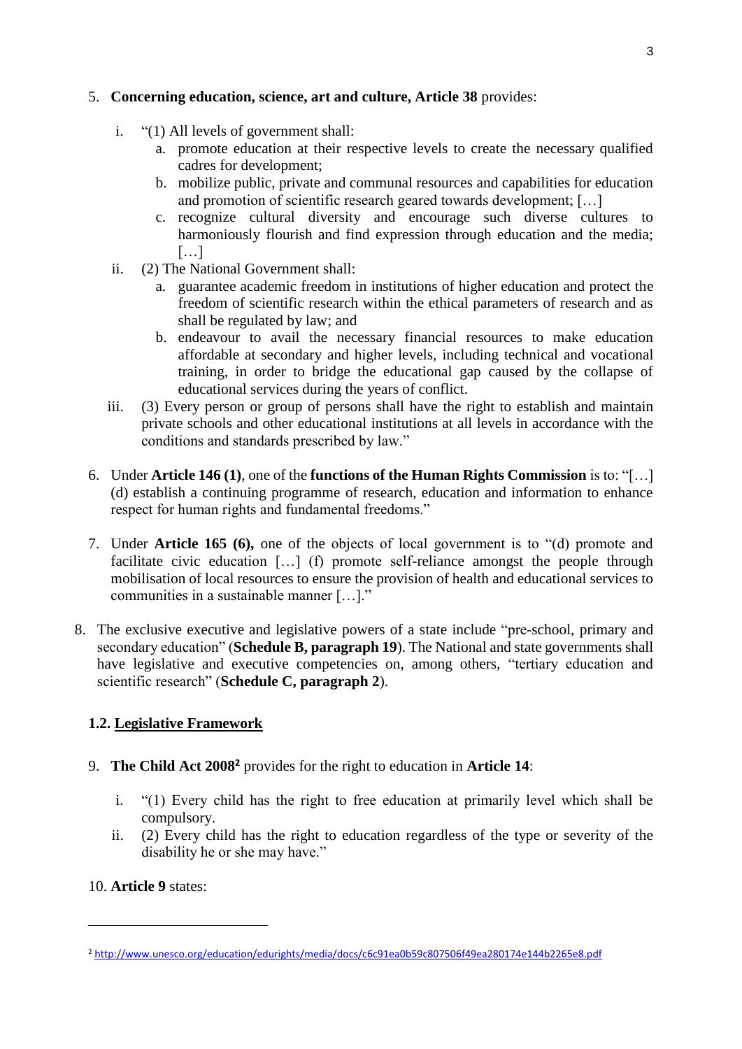5. **Concerning education, science, art and culture, Article 38** provides:

   i. "(1) All levels of government shall:
      a. promote education at their respective levels to create the necessary qualified cadres for development;
      b. mobilize public, private and communal resources and capabilities for education and promotion of scientific research geared towards development; […]
      c. recognize cultural diversity and encourage such diverse cultures to harmoniously flourish and find expression through education and the media; […]
   ii. (2) The National Government shall:
      a. guarantee academic freedom in institutions of higher education and protect the freedom of scientific research within the ethical parameters of research and as shall be regulated by law; and
      b. endeavour to avail the necessary financial resources to make education affordable at secondary and higher levels, including technical and vocational training, in order to bridge the educational gap caused by the collapse of educational services during the years of conflict.
   iii. (3) Every person or group of persons shall have the right to establish and maintain private schools and other educational institutions at all levels in accordance with the conditions and standards prescribed by law."

6. Under **Article 146 (1)**, one of the **functions of the Human Rights Commission** is to: "[…] (d) establish a continuing programme of research, education and information to enhance respect for human rights and fundamental freedoms."

7. Under **Article 165 (6),** one of the objects of local government is to "(d) promote and facilitate civic education […] (f) promote self-reliance amongst the people through mobilisation of local resources to ensure the provision of health and educational services to communities in a sustainable manner […]."

8. The exclusive executive and legislative powers of a state include "pre-school, primary and secondary education" (**Schedule B, paragraph 19**). The National and state governments shall have legislative and executive competencies on, among others, "tertiary education and scientific research" (**Schedule C, paragraph 2**).

### 1.2. Legislative Framework

9. **The Child Act 2008**[2] provides for the right to education in **Article 14**:

   i. "(1) Every child has the right to free education at primarily level which shall be compulsory.
   ii. (2) Every child has the right to education regardless of the type or severity of the disability he or she may have."

10. **Article 9** states:

[2] http://www.unesco.org/education/edurights/media/docs/c6c91ea0b59c807506f49ea280174e144b2265e8.pdf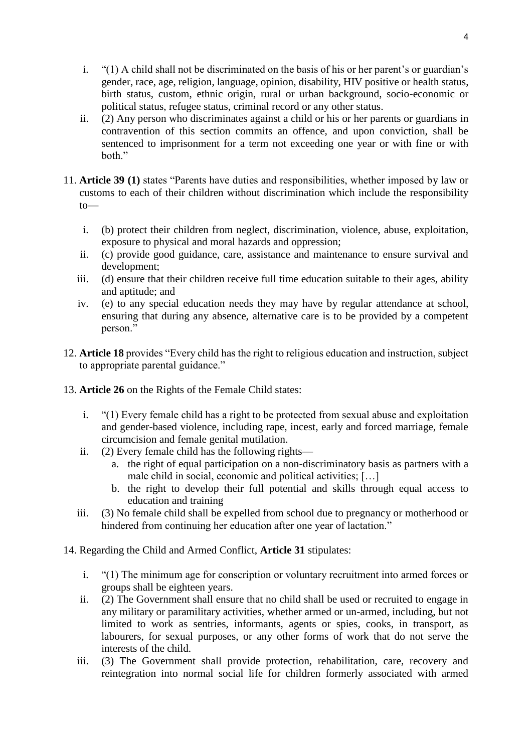i. "(1) A child shall not be discriminated on the basis of his or her parent's or guardian's gender, race, age, religion, language, opinion, disability, HIV positive or health status, birth status, custom, ethnic origin, rural or urban background, socio-economic or political status, refugee status, criminal record or any other status.
ii. (2) Any person who discriminates against a child or his or her parents or guardians in contravention of this section commits an offence, and upon conviction, shall be sentenced to imprisonment for a term not exceeding one year or with fine or with both."

11. **Article 39 (1)** states "Parents have duties and responsibilities, whether imposed by law or customs to each of their children without discrimination which include the responsibility to—

    i. (b) protect their children from neglect, discrimination, violence, abuse, exploitation, exposure to physical and moral hazards and oppression;
    ii. (c) provide good guidance, care, assistance and maintenance to ensure survival and development;
    iii. (d) ensure that their children receive full time education suitable to their ages, ability and aptitude; and
    iv. (e) to any special education needs they may have by regular attendance at school, ensuring that during any absence, alternative care is to be provided by a competent person."

12. **Article 18** provides "Every child has the right to religious education and instruction, subject to appropriate parental guidance."

13. **Article 26** on the Rights of the Female Child states:

    i. "(1) Every female child has a right to be protected from sexual abuse and exploitation and gender-based violence, including rape, incest, early and forced marriage, female circumcision and female genital mutilation.
    ii. (2) Every female child has the following rights—
        a. the right of equal participation on a non-discriminatory basis as partners with a male child in social, economic and political activities; […]
        b. the right to develop their full potential and skills through equal access to education and training
    iii. (3) No female child shall be expelled from school due to pregnancy or motherhood or hindered from continuing her education after one year of lactation."

14. Regarding the Child and Armed Conflict, **Article 31** stipulates:

    i. "(1) The minimum age for conscription or voluntary recruitment into armed forces or groups shall be eighteen years.
    ii. (2) The Government shall ensure that no child shall be used or recruited to engage in any military or paramilitary activities, whether armed or un-armed, including, but not limited to work as sentries, informants, agents or spies, cooks, in transport, as labourers, for sexual purposes, or any other forms of work that do not serve the interests of the child.
    iii. (3) The Government shall provide protection, rehabilitation, care, recovery and reintegration into normal social life for children formerly associated with armed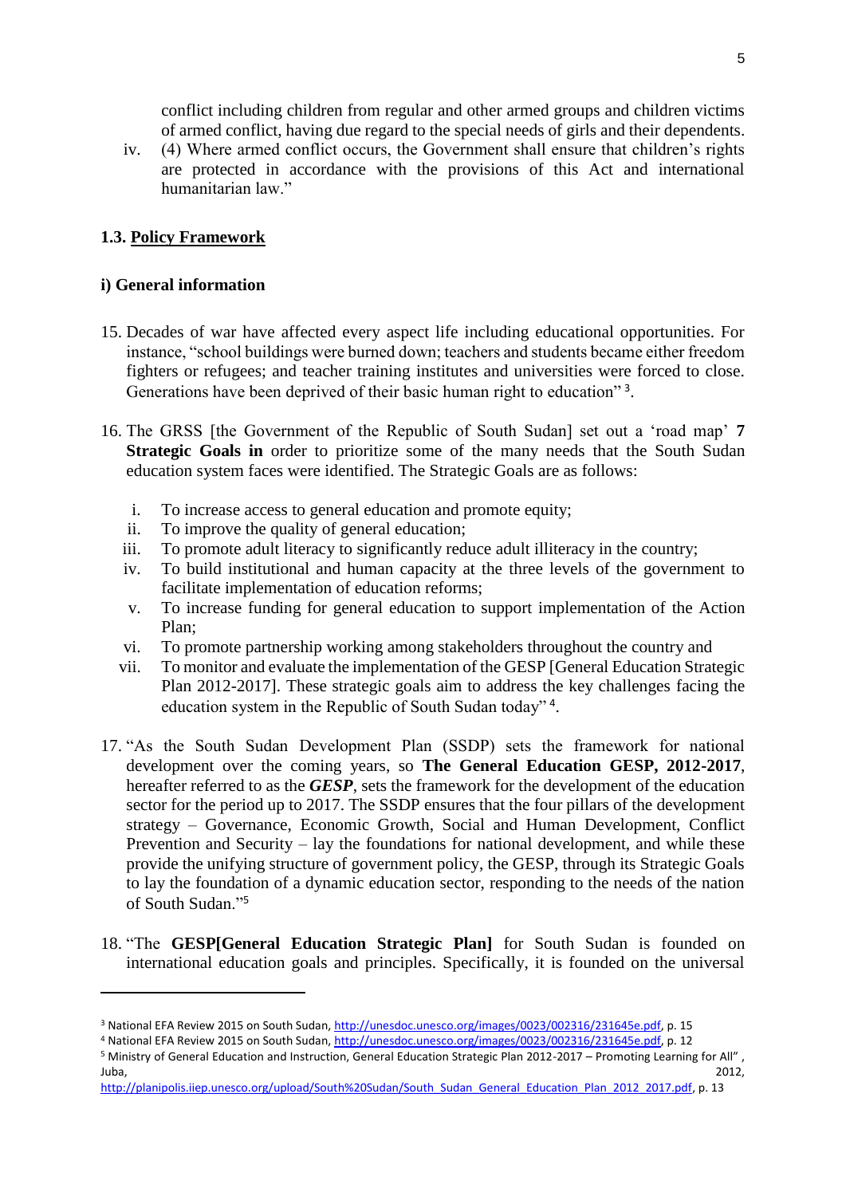conflict including children from regular and other armed groups and children victims of armed conflict, having due regard to the special needs of girls and their dependents.

iv. (4) Where armed conflict occurs, the Government shall ensure that children's rights are protected in accordance with the provisions of this Act and international humanitarian law."

### 1.3. Policy Framework

#### i) General information

15. Decades of war have affected every aspect life including educational opportunities. For instance, "school buildings were burned down; teachers and students became either freedom fighters or refugees; and teacher training institutes and universities were forced to close. Generations have been deprived of their basic human right to education" [3].

16. The GRSS [the Government of the Republic of South Sudan] set out a 'road map' **7 Strategic Goals in** order to prioritize some of the many needs that the South Sudan education system faces were identified. The Strategic Goals are as follows:

    i. To increase access to general education and promote equity;
    ii. To improve the quality of general education;
    iii. To promote adult literacy to significantly reduce adult illiteracy in the country;
    iv. To build institutional and human capacity at the three levels of the government to facilitate implementation of education reforms;
    v. To increase funding for general education to support implementation of the Action Plan;
    vi. To promote partnership working among stakeholders throughout the country and
    vii. To monitor and evaluate the implementation of the GESP [General Education Strategic Plan 2012-2017]. These strategic goals aim to address the key challenges facing the education system in the Republic of South Sudan today" [4].

17. "As the South Sudan Development Plan (SSDP) sets the framework for national development over the coming years, so **The General Education GESP, 2012-2017**, hereafter referred to as the ***GESP***, sets the framework for the development of the education sector for the period up to 2017. The SSDP ensures that the four pillars of the development strategy – Governance, Economic Growth, Social and Human Development, Conflict Prevention and Security – lay the foundations for national development, and while these provide the unifying structure of government policy, the GESP, through its Strategic Goals to lay the foundation of a dynamic education sector, responding to the needs of the nation of South Sudan."[5]

18. "The **GESP[General Education Strategic Plan]** for South Sudan is founded on international education goals and principles. Specifically, it is founded on the universal

---

[3] National EFA Review 2015 on South Sudan, http://unesdoc.unesco.org/images/0023/002316/231645e.pdf, p. 15

[4] National EFA Review 2015 on South Sudan, http://unesdoc.unesco.org/images/0023/002316/231645e.pdf, p. 12

[5] Ministry of General Education and Instruction, General Education Strategic Plan 2012-2017 – Promoting Learning for All" , Juba, 2012, http://planipolis.iiep.unesco.org/upload/South%20Sudan/South_Sudan_General_Education_Plan_2012_2017.pdf, p. 13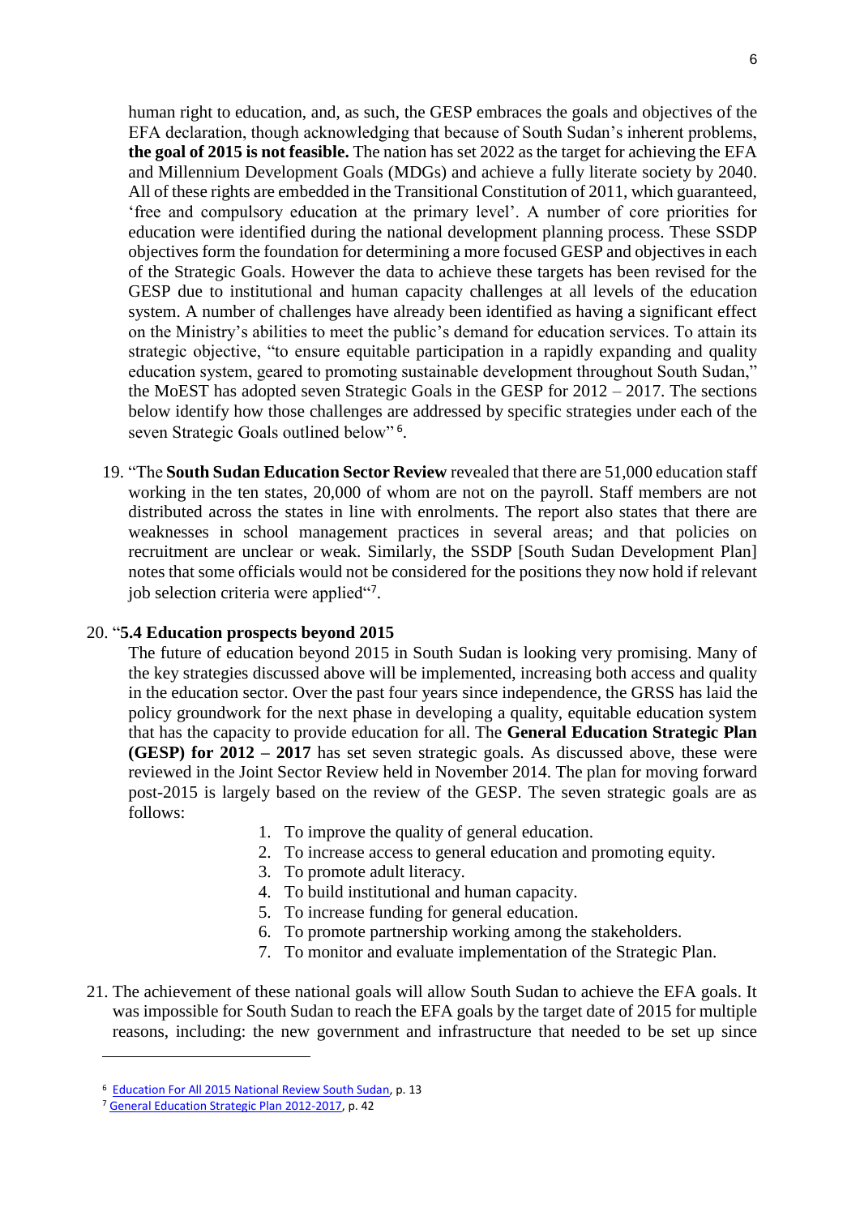human right to education, and, as such, the GESP embraces the goals and objectives of the EFA declaration, though acknowledging that because of South Sudan's inherent problems, **the goal of 2015 is not feasible.** The nation has set 2022 as the target for achieving the EFA and Millennium Development Goals (MDGs) and achieve a fully literate society by 2040. All of these rights are embedded in the Transitional Constitution of 2011, which guaranteed, 'free and compulsory education at the primary level'. A number of core priorities for education were identified during the national development planning process. These SSDP objectives form the foundation for determining a more focused GESP and objectives in each of the Strategic Goals. However the data to achieve these targets has been revised for the GESP due to institutional and human capacity challenges at all levels of the education system. A number of challenges have already been identified as having a significant effect on the Ministry's abilities to meet the public's demand for education services. To attain its strategic objective, "to ensure equitable participation in a rapidly expanding and quality education system, geared to promoting sustainable development throughout South Sudan," the MoEST has adopted seven Strategic Goals in the GESP for 2012 – 2017. The sections below identify how those challenges are addressed by specific strategies under each of the seven Strategic Goals outlined below" [6].

19. "The **South Sudan Education Sector Review** revealed that there are 51,000 education staff working in the ten states, 20,000 of whom are not on the payroll. Staff members are not distributed across the states in line with enrolments. The report also states that there are weaknesses in school management practices in several areas; and that policies on recruitment are unclear or weak. Similarly, the SSDP [South Sudan Development Plan] notes that some officials would not be considered for the positions they now hold if relevant job selection criteria were applied" [7].

20. "**5.4 Education prospects beyond 2015**

    The future of education beyond 2015 in South Sudan is looking very promising. Many of the key strategies discussed above will be implemented, increasing both access and quality in the education sector. Over the past four years since independence, the GRSS has laid the policy groundwork for the next phase in developing a quality, equitable education system that has the capacity to provide education for all. The **General Education Strategic Plan (GESP) for 2012 – 2017** has set seven strategic goals. As discussed above, these were reviewed in the Joint Sector Review held in November 2014. The plan for moving forward post-2015 is largely based on the review of the GESP. The seven strategic goals are as follows:

    1. To improve the quality of general education.
    2. To increase access to general education and promoting equity.
    3. To promote adult literacy.
    4. To build institutional and human capacity.
    5. To increase funding for general education.
    6. To promote partnership working among the stakeholders.
    7. To monitor and evaluate implementation of the Strategic Plan.

21. The achievement of these national goals will allow South Sudan to achieve the EFA goals. It was impossible for South Sudan to reach the EFA goals by the target date of 2015 for multiple reasons, including: the new government and infrastructure that needed to be set up since

---

[6] Education For All 2015 National Review South Sudan, p. 13

[7] General Education Strategic Plan 2012-2017, p. 42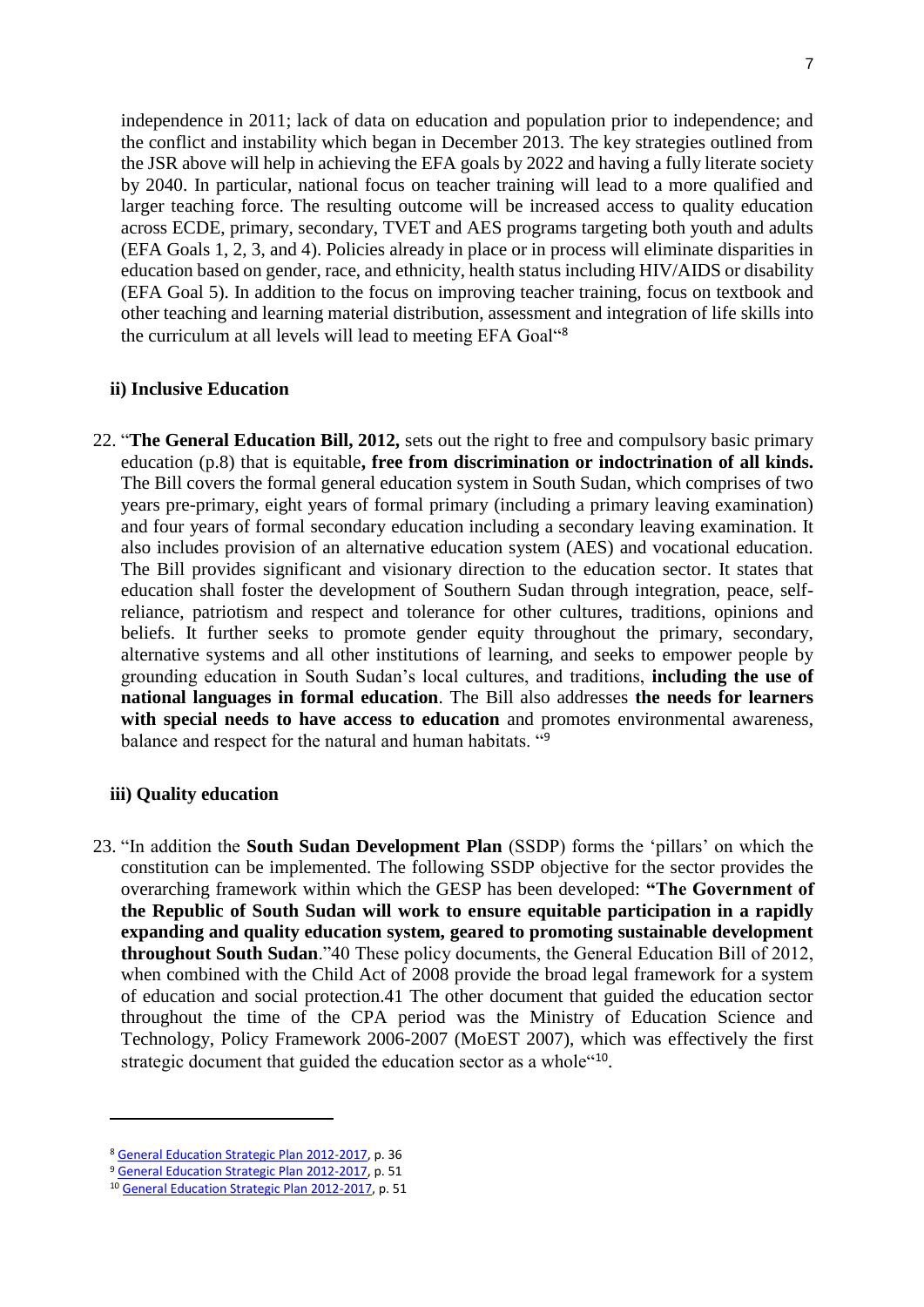independence in 2011; lack of data on education and population prior to independence; and the conflict and instability which began in December 2013. The key strategies outlined from the JSR above will help in achieving the EFA goals by 2022 and having a fully literate society by 2040. In particular, national focus on teacher training will lead to a more qualified and larger teaching force. The resulting outcome will be increased access to quality education across ECDE, primary, secondary, TVET and AES programs targeting both youth and adults (EFA Goals 1, 2, 3, and 4). Policies already in place or in process will eliminate disparities in education based on gender, race, and ethnicity, health status including HIV/AIDS or disability (EFA Goal 5). In addition to the focus on improving teacher training, focus on textbook and other teaching and learning material distribution, assessment and integration of life skills into the curriculum at all levels will lead to meeting EFA Goal"[8]

**ii) Inclusive Education**

22. "**The General Education Bill, 2012,** sets out the right to free and compulsory basic primary education (p.8) that is equitable**, free from discrimination or indoctrination of all kinds.** The Bill covers the formal general education system in South Sudan, which comprises of two years pre-primary, eight years of formal primary (including a primary leaving examination) and four years of formal secondary education including a secondary leaving examination. It also includes provision of an alternative education system (AES) and vocational education. The Bill provides significant and visionary direction to the education sector. It states that education shall foster the development of Southern Sudan through integration, peace, self-reliance, patriotism and respect and tolerance for other cultures, traditions, opinions and beliefs. It further seeks to promote gender equity throughout the primary, secondary, alternative systems and all other institutions of learning, and seeks to empower people by grounding education in South Sudan's local cultures, and traditions, **including the use of national languages in formal education**. The Bill also addresses **the needs for learners with special needs to have access to education** and promotes environmental awareness, balance and respect for the natural and human habitats. "[9]

**iii) Quality education**

23. "In addition the **South Sudan Development Plan** (SSDP) forms the 'pillars' on which the constitution can be implemented. The following SSDP objective for the sector provides the overarching framework within which the GESP has been developed: **"The Government of the Republic of South Sudan will work to ensure equitable participation in a rapidly expanding and quality education system, geared to promoting sustainable development throughout South Sudan**."40 These policy documents, the General Education Bill of 2012, when combined with the Child Act of 2008 provide the broad legal framework for a system of education and social protection.41 The other document that guided the education sector throughout the time of the CPA period was the Ministry of Education Science and Technology, Policy Framework 2006-2007 (MoEST 2007), which was effectively the first strategic document that guided the education sector as a whole"[10].

---

[8] General Education Strategic Plan 2012-2017, p. 36

[9] General Education Strategic Plan 2012-2017, p. 51

[10] General Education Strategic Plan 2012-2017, p. 51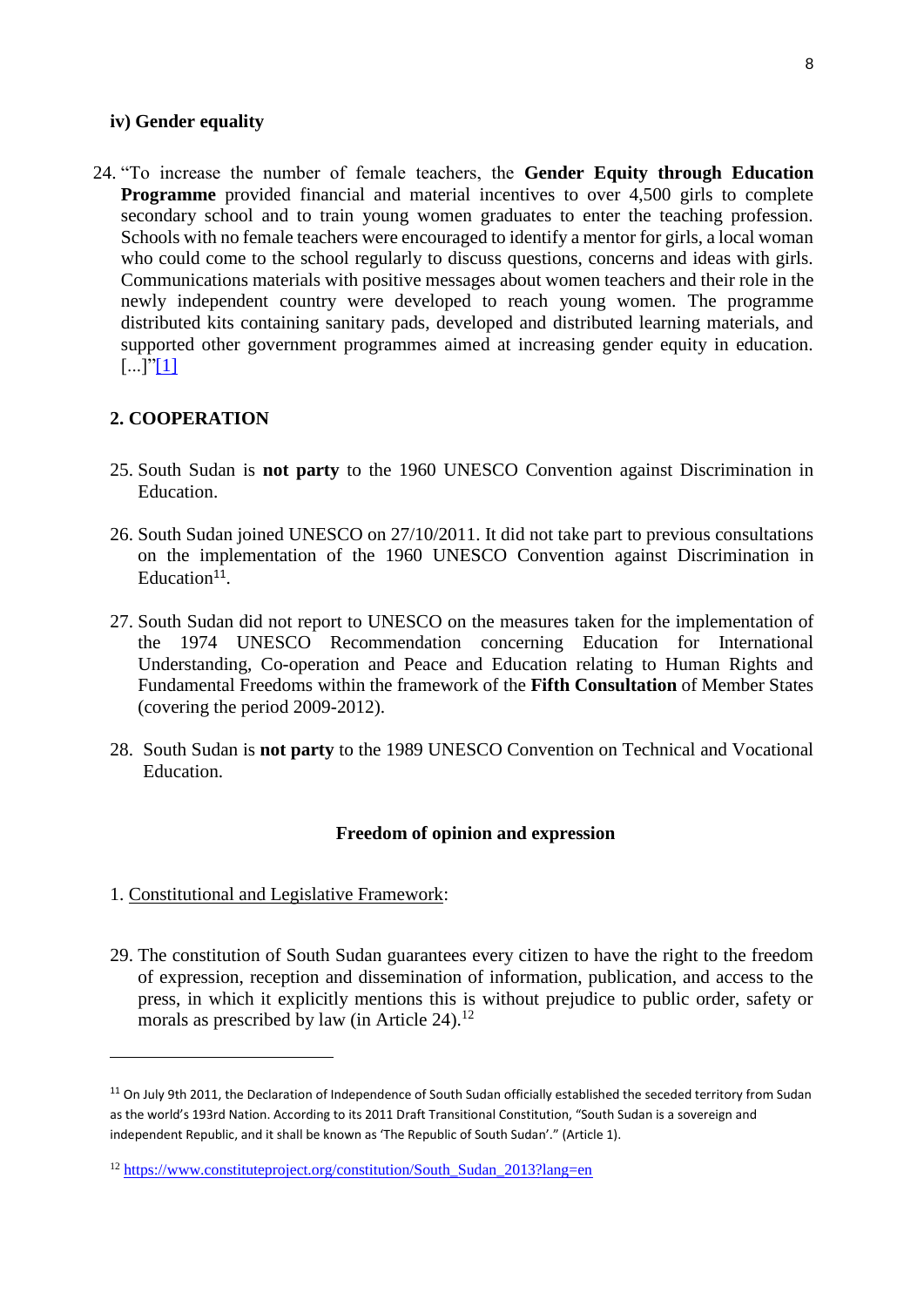#### iv) Gender equality

24. "To increase the number of female teachers, the **Gender Equity through Education Programme** provided financial and material incentives to over 4,500 girls to complete secondary school and to train young women graduates to enter the teaching profession. Schools with no female teachers were encouraged to identify a mentor for girls, a local woman who could come to the school regularly to discuss questions, concerns and ideas with girls. Communications materials with positive messages about women teachers and their role in the newly independent country were developed to reach young women. The programme distributed kits containing sanitary pads, developed and distributed learning materials, and supported other government programmes aimed at increasing gender equity in education. [...]"[1]

### 2. COOPERATION

25. South Sudan is **not party** to the 1960 UNESCO Convention against Discrimination in Education.

26. South Sudan joined UNESCO on 27/10/2011. It did not take part to previous consultations on the implementation of the 1960 UNESCO Convention against Discrimination in Education[11].

27. South Sudan did not report to UNESCO on the measures taken for the implementation of the 1974 UNESCO Recommendation concerning Education for International Understanding, Co-operation and Peace and Education relating to Human Rights and Fundamental Freedoms within the framework of the **Fifth Consultation** of Member States (covering the period 2009-2012).

28. South Sudan is **not party** to the 1989 UNESCO Convention on Technical and Vocational Education.

## Freedom of opinion and expression

1. Constitutional and Legislative Framework:

29. The constitution of South Sudan guarantees every citizen to have the right to the freedom of expression, reception and dissemination of information, publication, and access to the press, in which it explicitly mentions this is without prejudice to public order, safety or morals as prescribed by law (in Article 24).[12]

---

[11] On July 9th 2011, the Declaration of Independence of South Sudan officially established the seceded territory from Sudan as the world's 193rd Nation. According to its 2011 Draft Transitional Constitution, "South Sudan is a sovereign and independent Republic, and it shall be known as 'The Republic of South Sudan'." (Article 1).

[12] https://www.constituteproject.org/constitution/South_Sudan_2013?lang=en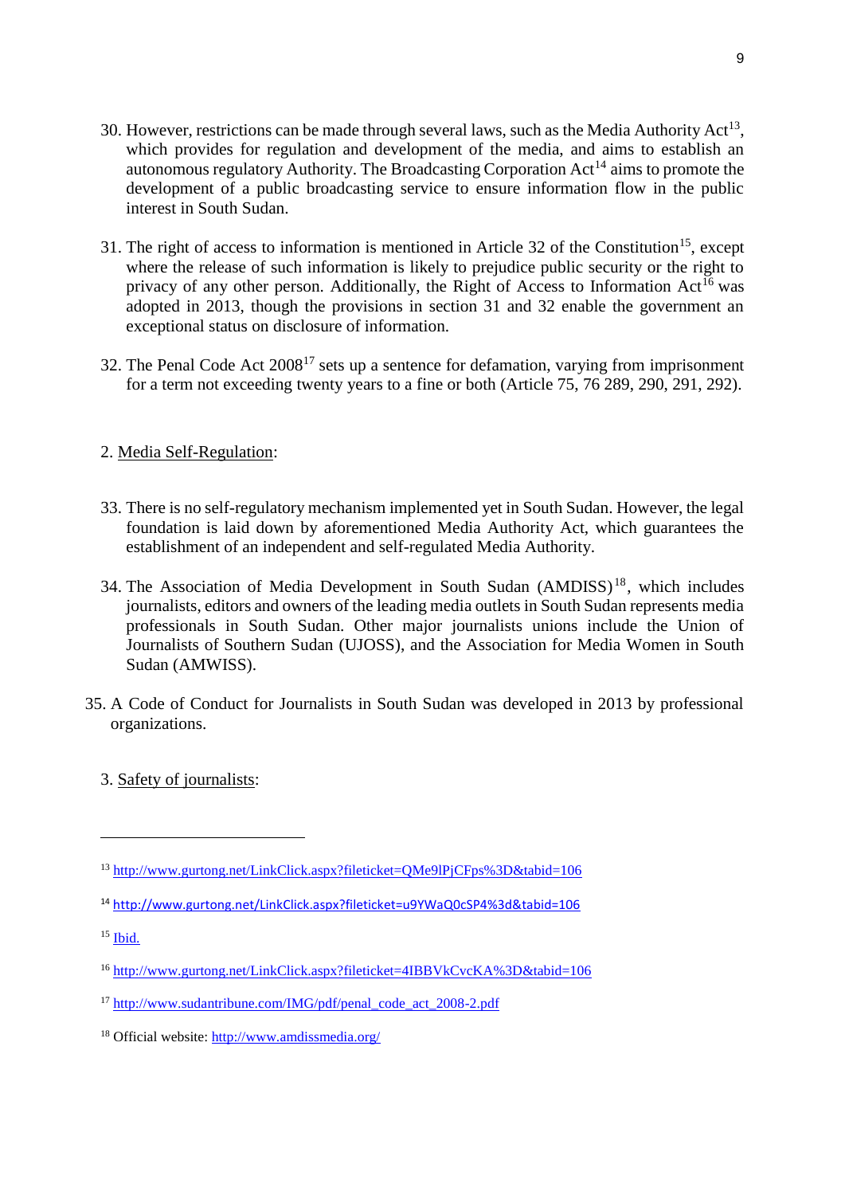30. However, restrictions can be made through several laws, such as the Media Authority Act[13], which provides for regulation and development of the media, and aims to establish an autonomous regulatory Authority. The Broadcasting Corporation Act[14] aims to promote the development of a public broadcasting service to ensure information flow in the public interest in South Sudan.

31. The right of access to information is mentioned in Article 32 of the Constitution[15], except where the release of such information is likely to prejudice public security or the right to privacy of any other person. Additionally, the Right of Access to Information Act[16] was adopted in 2013, though the provisions in section 31 and 32 enable the government an exceptional status on disclosure of information.

32. The Penal Code Act 2008[17] sets up a sentence for defamation, varying from imprisonment for a term not exceeding twenty years to a fine or both (Article 75, 76 289, 290, 291, 292).

2. Media Self-Regulation:

33. There is no self-regulatory mechanism implemented yet in South Sudan. However, the legal foundation is laid down by aforementioned Media Authority Act, which guarantees the establishment of an independent and self-regulated Media Authority.

34. The Association of Media Development in South Sudan (AMDISS)[18], which includes journalists, editors and owners of the leading media outlets in South Sudan represents media professionals in South Sudan. Other major journalists unions include the Union of Journalists of Southern Sudan (UJOSS), and the Association for Media Women in South Sudan (AMWISS).

35. A Code of Conduct for Journalists in South Sudan was developed in 2013 by professional organizations.

3. Safety of journalists:

---

[13] http://www.gurtong.net/LinkClick.aspx?fileticket=QMe9lPjCFps%3D&tabid=106

[14] http://www.gurtong.net/LinkClick.aspx?fileticket=u9YWaQ0cSP4%3d&tabid=106

[15] Ibid.

[16] http://www.gurtong.net/LinkClick.aspx?fileticket=4IBBVkCvcKA%3D&tabid=106

[17] http://www.sudantribune.com/IMG/pdf/penal_code_act_2008-2.pdf

[18] Official website: http://www.amdissmedia.org/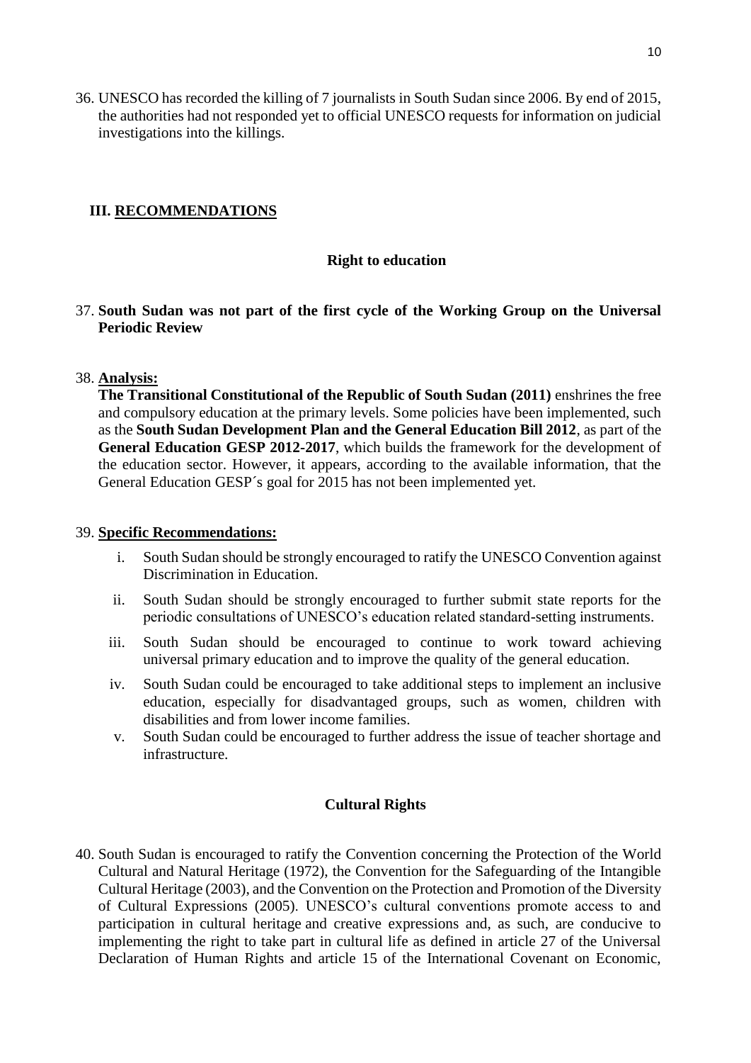36. UNESCO has recorded the killing of 7 journalists in South Sudan since 2006. By end of 2015, the authorities had not responded yet to official UNESCO requests for information on judicial investigations into the killings.

## III. RECOMMENDATIONS

### Right to education

37. **South Sudan was not part of the first cycle of the Working Group on the Universal Periodic Review**

38. **Analysis:**
**The Transitional Constitutional of the Republic of South Sudan (2011)** enshrines the free and compulsory education at the primary levels. Some policies have been implemented, such as the **South Sudan Development Plan and the General Education Bill 2012**, as part of the **General Education GESP 2012-2017**, which builds the framework for the development of the education sector. However, it appears, according to the available information, that the General Education GESP´s goal for 2015 has not been implemented yet.

39. **Specific Recommendations:**
    i. South Sudan should be strongly encouraged to ratify the UNESCO Convention against Discrimination in Education.
    ii. South Sudan should be strongly encouraged to further submit state reports for the periodic consultations of UNESCO's education related standard-setting instruments.
    iii. South Sudan should be encouraged to continue to work toward achieving universal primary education and to improve the quality of the general education.
    iv. South Sudan could be encouraged to take additional steps to implement an inclusive education, especially for disadvantaged groups, such as women, children with disabilities and from lower income families.
    v. South Sudan could be encouraged to further address the issue of teacher shortage and infrastructure.

### Cultural Rights

40. South Sudan is encouraged to ratify the Convention concerning the Protection of the World Cultural and Natural Heritage (1972), the Convention for the Safeguarding of the Intangible Cultural Heritage (2003), and the Convention on the Protection and Promotion of the Diversity of Cultural Expressions (2005). UNESCO's cultural conventions promote access to and participation in cultural heritage and creative expressions and, as such, are conducive to implementing the right to take part in cultural life as defined in article 27 of the Universal Declaration of Human Rights and article 15 of the International Covenant on Economic,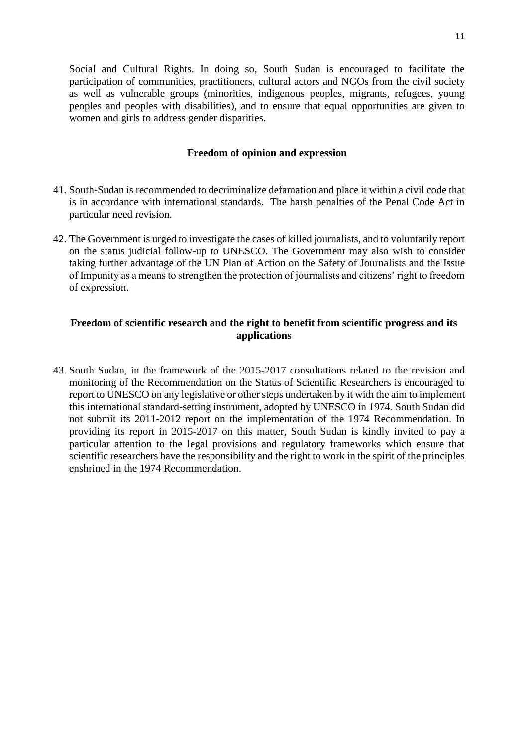Social and Cultural Rights. In doing so, South Sudan is encouraged to facilitate the participation of communities, practitioners, cultural actors and NGOs from the civil society as well as vulnerable groups (minorities, indigenous peoples, migrants, refugees, young peoples and peoples with disabilities), and to ensure that equal opportunities are given to women and girls to address gender disparities.

**Freedom of opinion and expression**

41. South-Sudan is recommended to decriminalize defamation and place it within a civil code that is in accordance with international standards. The harsh penalties of the Penal Code Act in particular need revision.

42. The Government is urged to investigate the cases of killed journalists, and to voluntarily report on the status judicial follow-up to UNESCO. The Government may also wish to consider taking further advantage of the UN Plan of Action on the Safety of Journalists and the Issue of Impunity as a means to strengthen the protection of journalists and citizens' right to freedom of expression.

**Freedom of scientific research and the right to benefit from scientific progress and its applications**

43. South Sudan, in the framework of the 2015-2017 consultations related to the revision and monitoring of the Recommendation on the Status of Scientific Researchers is encouraged to report to UNESCO on any legislative or other steps undertaken by it with the aim to implement this international standard-setting instrument, adopted by UNESCO in 1974. South Sudan did not submit its 2011-2012 report on the implementation of the 1974 Recommendation. In providing its report in 2015-2017 on this matter, South Sudan is kindly invited to pay a particular attention to the legal provisions and regulatory frameworks which ensure that scientific researchers have the responsibility and the right to work in the spirit of the principles enshrined in the 1974 Recommendation.